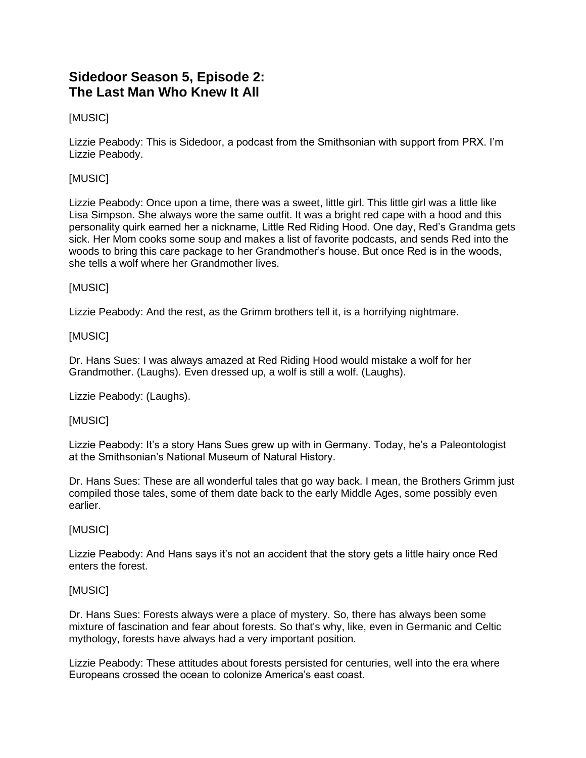# Sidedoor Season 5, Episode 2:
# The Last Man Who Knew It All

[MUSIC]

Lizzie Peabody: This is Sidedoor, a podcast from the Smithsonian with support from PRX. I'm Lizzie Peabody.

[MUSIC]

Lizzie Peabody: Once upon a time, there was a sweet, little girl. This little girl was a little like Lisa Simpson. She always wore the same outfit. It was a bright red cape with a hood and this personality quirk earned her a nickname, Little Red Riding Hood. One day, Red's Grandma gets sick. Her Mom cooks some soup and makes a list of favorite podcasts, and sends Red into the woods to bring this care package to her Grandmother's house. But once Red is in the woods, she tells a wolf where her Grandmother lives.

[MUSIC]

Lizzie Peabody: And the rest, as the Grimm brothers tell it, is a horrifying nightmare.

[MUSIC]

Dr. Hans Sues: I was always amazed at Red Riding Hood would mistake a wolf for her Grandmother. (Laughs). Even dressed up, a wolf is still a wolf. (Laughs).

Lizzie Peabody: (Laughs).

[MUSIC]

Lizzie Peabody: It's a story Hans Sues grew up with in Germany. Today, he's a Paleontologist at the Smithsonian's National Museum of Natural History.

Dr. Hans Sues: These are all wonderful tales that go way back. I mean, the Brothers Grimm just compiled those tales, some of them date back to the early Middle Ages, some possibly even earlier.

[MUSIC]

Lizzie Peabody: And Hans says it's not an accident that the story gets a little hairy once Red enters the forest.

[MUSIC]

Dr. Hans Sues: Forests always were a place of mystery. So, there has always been some mixture of fascination and fear about forests. So that's why, like, even in Germanic and Celtic mythology, forests have always had a very important position.

Lizzie Peabody: These attitudes about forests persisted for centuries, well into the era where Europeans crossed the ocean to colonize America's east coast.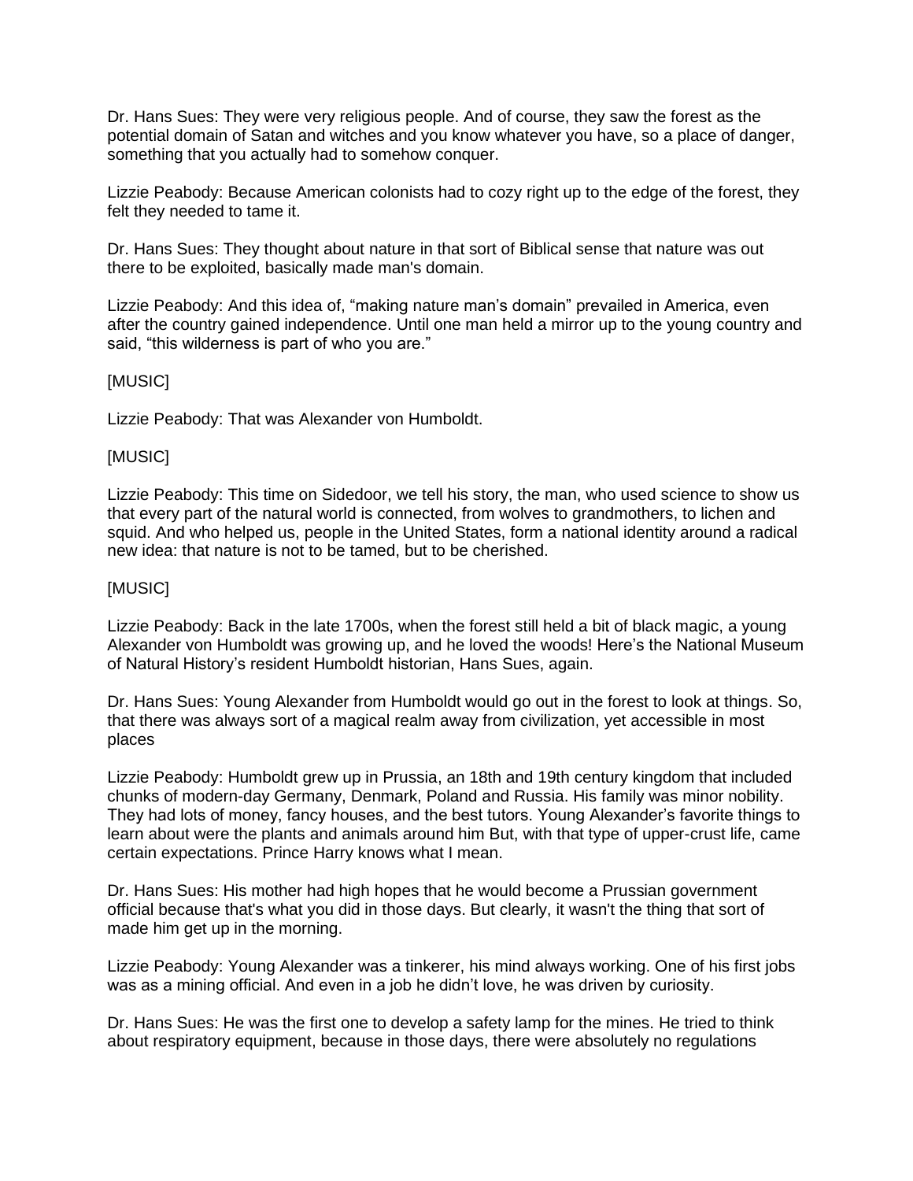Dr. Hans Sues: They were very religious people. And of course, they saw the forest as the potential domain of Satan and witches and you know whatever you have, so a place of danger, something that you actually had to somehow conquer.

Lizzie Peabody: Because American colonists had to cozy right up to the edge of the forest, they felt they needed to tame it.

Dr. Hans Sues: They thought about nature in that sort of Biblical sense that nature was out there to be exploited, basically made man's domain.

Lizzie Peabody: And this idea of, "making nature man's domain" prevailed in America, even after the country gained independence. Until one man held a mirror up to the young country and said, "this wilderness is part of who you are."

[MUSIC]

Lizzie Peabody: That was Alexander von Humboldt.

[MUSIC]

Lizzie Peabody: This time on Sidedoor, we tell his story, the man, who used science to show us that every part of the natural world is connected, from wolves to grandmothers, to lichen and squid. And who helped us, people in the United States, form a national identity around a radical new idea: that nature is not to be tamed, but to be cherished.

[MUSIC]

Lizzie Peabody: Back in the late 1700s, when the forest still held a bit of black magic, a young Alexander von Humboldt was growing up, and he loved the woods! Here's the National Museum of Natural History's resident Humboldt historian, Hans Sues, again.

Dr. Hans Sues: Young Alexander from Humboldt would go out in the forest to look at things. So, that there was always sort of a magical realm away from civilization, yet accessible in most places

Lizzie Peabody: Humboldt grew up in Prussia, an 18th and 19th century kingdom that included chunks of modern-day Germany, Denmark, Poland and Russia. His family was minor nobility. They had lots of money, fancy houses, and the best tutors. Young Alexander's favorite things to learn about were the plants and animals around him But, with that type of upper-crust life, came certain expectations. Prince Harry knows what I mean.

Dr. Hans Sues: His mother had high hopes that he would become a Prussian government official because that's what you did in those days. But clearly, it wasn't the thing that sort of made him get up in the morning.

Lizzie Peabody: Young Alexander was a tinkerer, his mind always working. One of his first jobs was as a mining official. And even in a job he didn't love, he was driven by curiosity.

Dr. Hans Sues: He was the first one to develop a safety lamp for the mines. He tried to think about respiratory equipment, because in those days, there were absolutely no regulations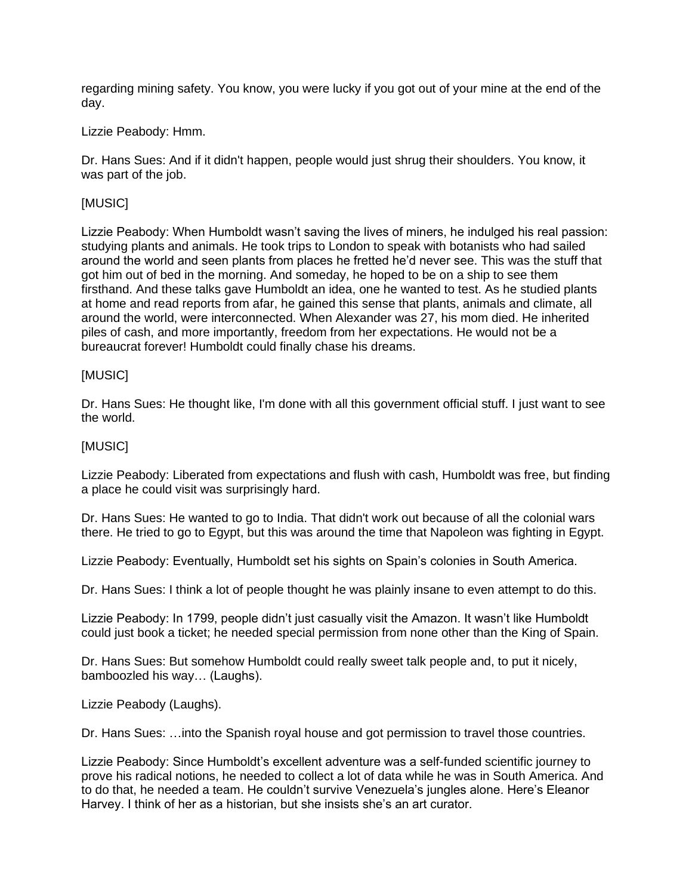regarding mining safety. You know, you were lucky if you got out of your mine at the end of the day.

Lizzie Peabody: Hmm.

Dr. Hans Sues: And if it didn't happen, people would just shrug their shoulders. You know, it was part of the job.

[MUSIC]

Lizzie Peabody: When Humboldt wasn't saving the lives of miners, he indulged his real passion: studying plants and animals. He took trips to London to speak with botanists who had sailed around the world and seen plants from places he fretted he'd never see. This was the stuff that got him out of bed in the morning. And someday, he hoped to be on a ship to see them firsthand. And these talks gave Humboldt an idea, one he wanted to test. As he studied plants at home and read reports from afar, he gained this sense that plants, animals and climate, all around the world, were interconnected. When Alexander was 27, his mom died. He inherited piles of cash, and more importantly, freedom from her expectations. He would not be a bureaucrat forever! Humboldt could finally chase his dreams.

[MUSIC]

Dr. Hans Sues: He thought like, I'm done with all this government official stuff. I just want to see the world.

[MUSIC]

Lizzie Peabody: Liberated from expectations and flush with cash, Humboldt was free, but finding a place he could visit was surprisingly hard.

Dr. Hans Sues: He wanted to go to India. That didn't work out because of all the colonial wars there. He tried to go to Egypt, but this was around the time that Napoleon was fighting in Egypt.

Lizzie Peabody: Eventually, Humboldt set his sights on Spain's colonies in South America.

Dr. Hans Sues: I think a lot of people thought he was plainly insane to even attempt to do this.

Lizzie Peabody: In 1799, people didn't just casually visit the Amazon. It wasn't like Humboldt could just book a ticket; he needed special permission from none other than the King of Spain.

Dr. Hans Sues: But somehow Humboldt could really sweet talk people and, to put it nicely, bamboozled his way… (Laughs).

Lizzie Peabody (Laughs).

Dr. Hans Sues: …into the Spanish royal house and got permission to travel those countries.

Lizzie Peabody: Since Humboldt's excellent adventure was a self-funded scientific journey to prove his radical notions, he needed to collect a lot of data while he was in South America. And to do that, he needed a team. He couldn't survive Venezuela's jungles alone. Here's Eleanor Harvey. I think of her as a historian, but she insists she's an art curator.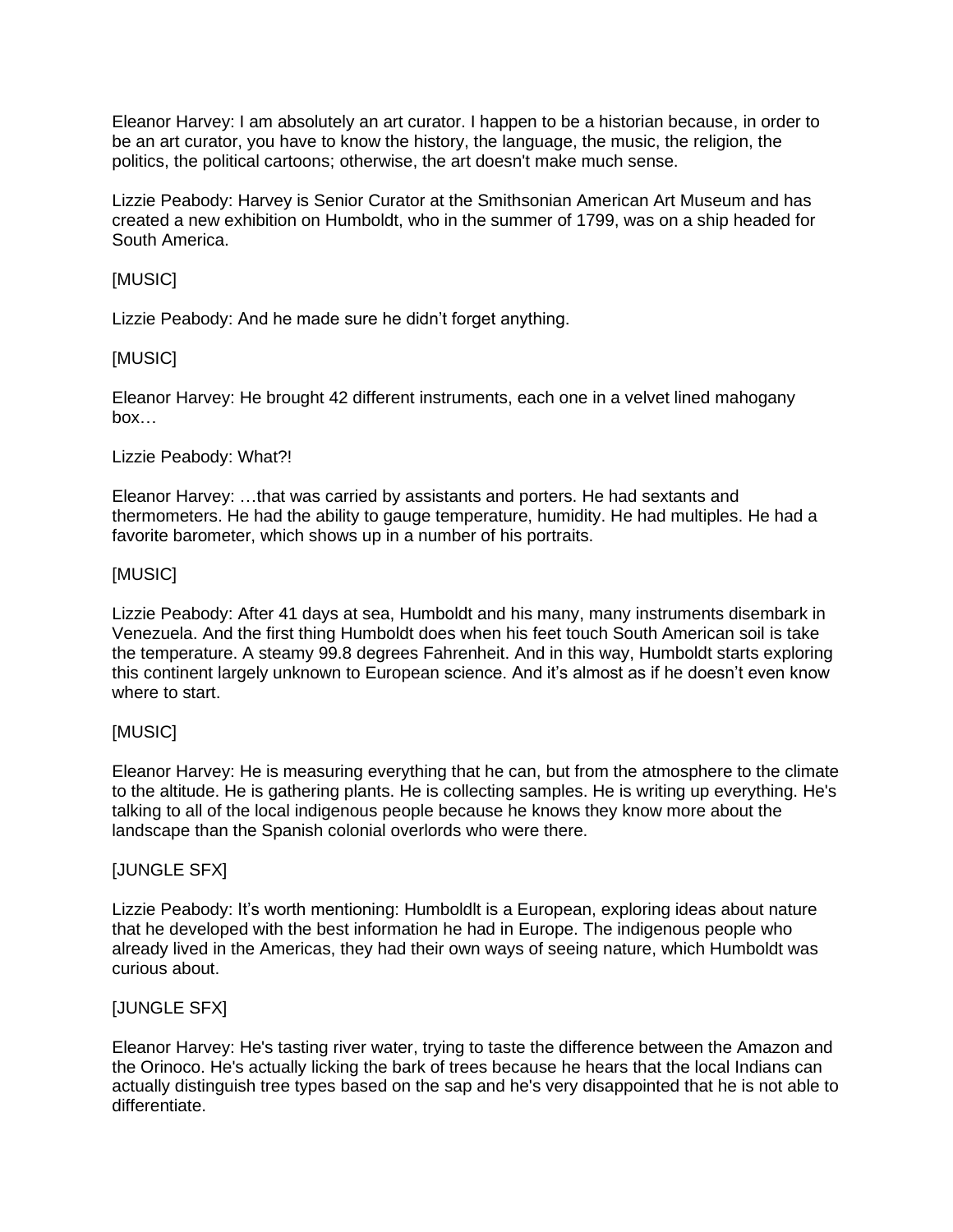Eleanor Harvey: I am absolutely an art curator. I happen to be a historian because, in order to be an art curator, you have to know the history, the language, the music, the religion, the politics, the political cartoons; otherwise, the art doesn't make much sense.

Lizzie Peabody: Harvey is Senior Curator at the Smithsonian American Art Museum and has created a new exhibition on Humboldt, who in the summer of 1799, was on a ship headed for South America.

[MUSIC]

Lizzie Peabody: And he made sure he didn't forget anything.

[MUSIC]

Eleanor Harvey: He brought 42 different instruments, each one in a velvet lined mahogany box…

Lizzie Peabody: What?!

Eleanor Harvey: …that was carried by assistants and porters. He had sextants and thermometers. He had the ability to gauge temperature, humidity. He had multiples. He had a favorite barometer, which shows up in a number of his portraits.

[MUSIC]

Lizzie Peabody: After 41 days at sea, Humboldt and his many, many instruments disembark in Venezuela. And the first thing Humboldt does when his feet touch South American soil is take the temperature. A steamy 99.8 degrees Fahrenheit. And in this way, Humboldt starts exploring this continent largely unknown to European science. And it's almost as if he doesn't even know where to start.

[MUSIC]

Eleanor Harvey: He is measuring everything that he can, but from the atmosphere to the climate to the altitude. He is gathering plants. He is collecting samples. He is writing up everything. He's talking to all of the local indigenous people because he knows they know more about the landscape than the Spanish colonial overlords who were there.

[JUNGLE SFX]

Lizzie Peabody: It's worth mentioning: Humboldlt is a European, exploring ideas about nature that he developed with the best information he had in Europe. The indigenous people who already lived in the Americas, they had their own ways of seeing nature, which Humboldt was curious about.

[JUNGLE SFX]

Eleanor Harvey: He's tasting river water, trying to taste the difference between the Amazon and the Orinoco. He's actually licking the bark of trees because he hears that the local Indians can actually distinguish tree types based on the sap and he's very disappointed that he is not able to differentiate.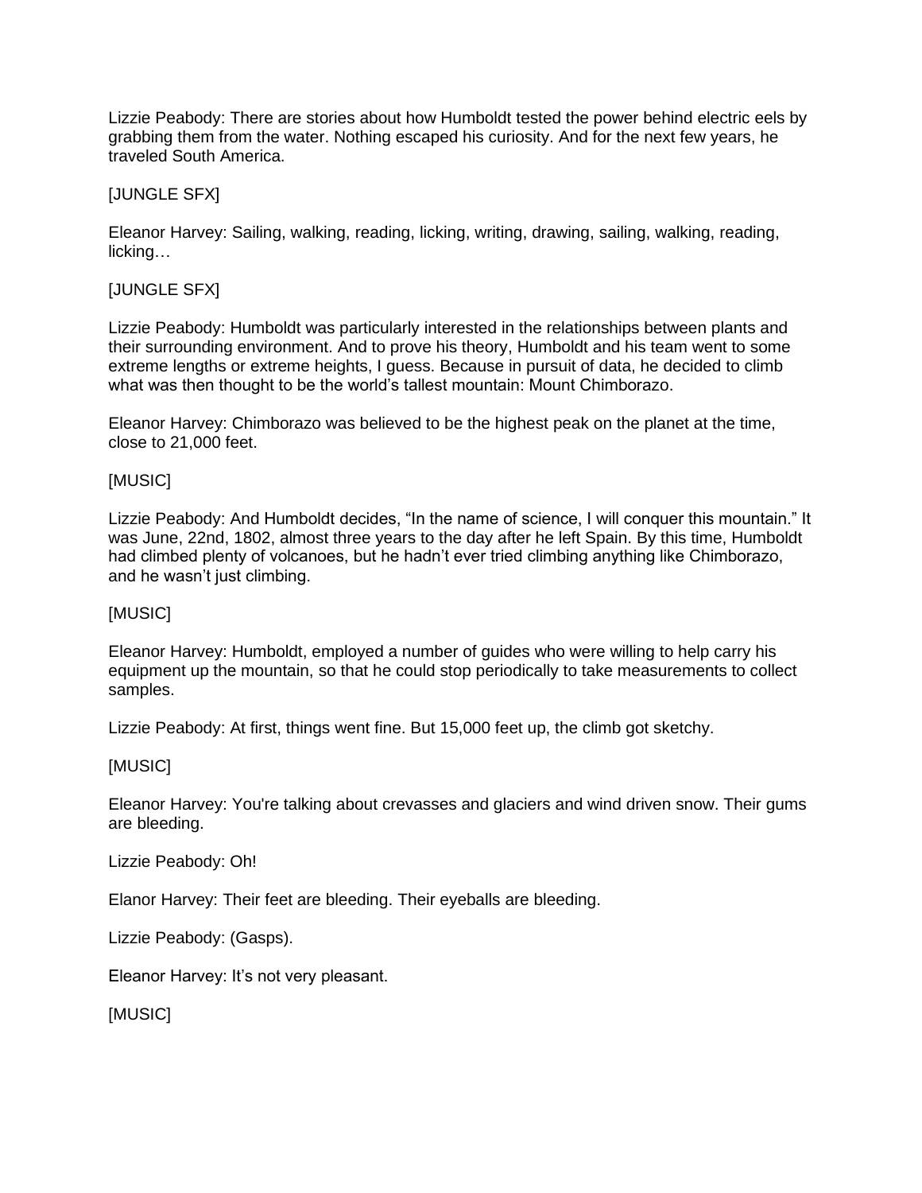Lizzie Peabody: There are stories about how Humboldt tested the power behind electric eels by grabbing them from the water. Nothing escaped his curiosity. And for the next few years, he traveled South America.

[JUNGLE SFX]

Eleanor Harvey: Sailing, walking, reading, licking, writing, drawing, sailing, walking, reading, licking…

[JUNGLE SFX]

Lizzie Peabody: Humboldt was particularly interested in the relationships between plants and their surrounding environment. And to prove his theory, Humboldt and his team went to some extreme lengths or extreme heights, I guess. Because in pursuit of data, he decided to climb what was then thought to be the world's tallest mountain: Mount Chimborazo.

Eleanor Harvey: Chimborazo was believed to be the highest peak on the planet at the time, close to 21,000 feet.

[MUSIC]

Lizzie Peabody: And Humboldt decides, "In the name of science, I will conquer this mountain." It was June, 22nd, 1802, almost three years to the day after he left Spain. By this time, Humboldt had climbed plenty of volcanoes, but he hadn't ever tried climbing anything like Chimborazo, and he wasn't just climbing.

[MUSIC]

Eleanor Harvey: Humboldt, employed a number of guides who were willing to help carry his equipment up the mountain, so that he could stop periodically to take measurements to collect samples.

Lizzie Peabody: At first, things went fine. But 15,000 feet up, the climb got sketchy.

[MUSIC]

Eleanor Harvey: You're talking about crevasses and glaciers and wind driven snow. Their gums are bleeding.

Lizzie Peabody: Oh!

Elanor Harvey: Their feet are bleeding. Their eyeballs are bleeding.

Lizzie Peabody: (Gasps).

Eleanor Harvey: It's not very pleasant.

[MUSIC]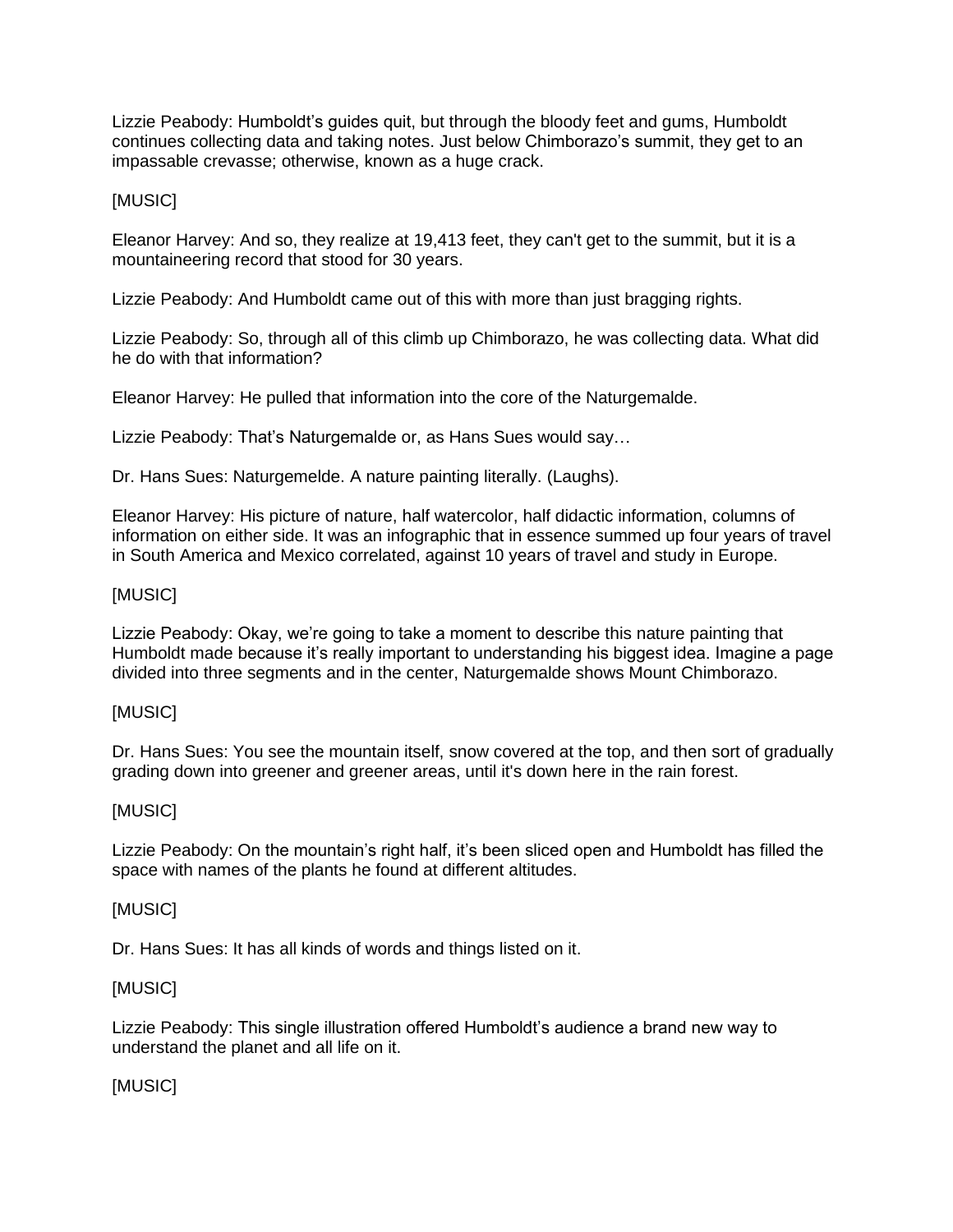Lizzie Peabody: Humboldt's guides quit, but through the bloody feet and gums, Humboldt continues collecting data and taking notes. Just below Chimborazo's summit, they get to an impassable crevasse; otherwise, known as a huge crack.

[MUSIC]

Eleanor Harvey: And so, they realize at 19,413 feet, they can't get to the summit, but it is a mountaineering record that stood for 30 years.

Lizzie Peabody: And Humboldt came out of this with more than just bragging rights.

Lizzie Peabody: So, through all of this climb up Chimborazo, he was collecting data. What did he do with that information?

Eleanor Harvey: He pulled that information into the core of the Naturgemalde.

Lizzie Peabody: That's Naturgemalde or, as Hans Sues would say…

Dr. Hans Sues: Naturgemelde. A nature painting literally. (Laughs).

Eleanor Harvey: His picture of nature, half watercolor, half didactic information, columns of information on either side. It was an infographic that in essence summed up four years of travel in South America and Mexico correlated, against 10 years of travel and study in Europe.

[MUSIC]

Lizzie Peabody: Okay, we're going to take a moment to describe this nature painting that Humboldt made because it's really important to understanding his biggest idea. Imagine a page divided into three segments and in the center, Naturgemalde shows Mount Chimborazo.

[MUSIC]

Dr. Hans Sues: You see the mountain itself, snow covered at the top, and then sort of gradually grading down into greener and greener areas, until it's down here in the rain forest.

[MUSIC]

Lizzie Peabody: On the mountain's right half, it's been sliced open and Humboldt has filled the space with names of the plants he found at different altitudes.

[MUSIC]

Dr. Hans Sues: It has all kinds of words and things listed on it.

[MUSIC]

Lizzie Peabody: This single illustration offered Humboldt's audience a brand new way to understand the planet and all life on it.

[MUSIC]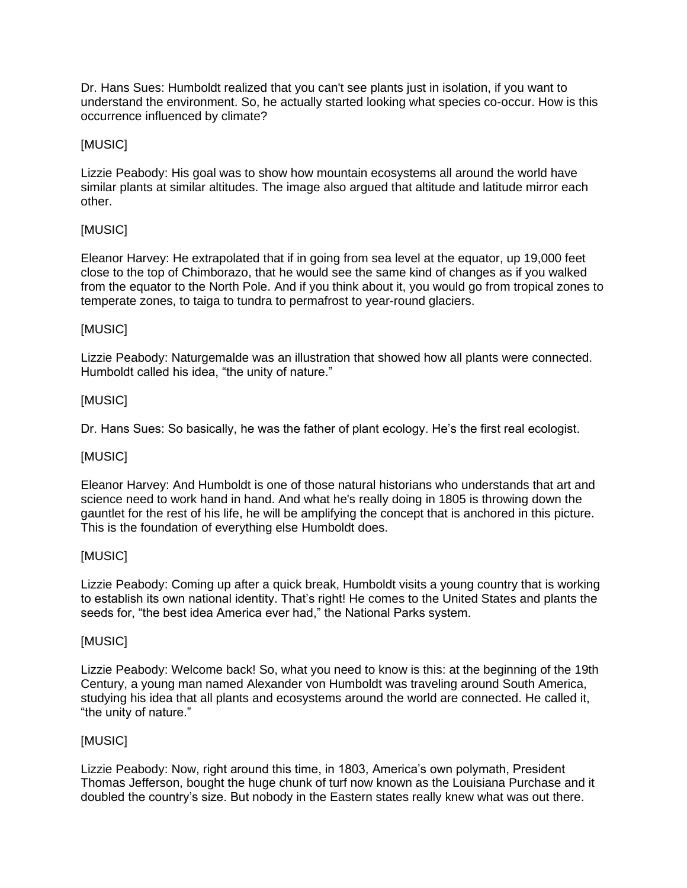Dr. Hans Sues: Humboldt realized that you can't see plants just in isolation, if you want to understand the environment. So, he actually started looking what species co-occur. How is this occurrence influenced by climate?

[MUSIC]

Lizzie Peabody: His goal was to show how mountain ecosystems all around the world have similar plants at similar altitudes. The image also argued that altitude and latitude mirror each other.

[MUSIC]

Eleanor Harvey: He extrapolated that if in going from sea level at the equator, up 19,000 feet close to the top of Chimborazo, that he would see the same kind of changes as if you walked from the equator to the North Pole. And if you think about it, you would go from tropical zones to temperate zones, to taiga to tundra to permafrost to year-round glaciers.

[MUSIC]

Lizzie Peabody: Naturgemalde was an illustration that showed how all plants were connected. Humboldt called his idea, "the unity of nature."

[MUSIC]

Dr. Hans Sues: So basically, he was the father of plant ecology. He's the first real ecologist.

[MUSIC]

Eleanor Harvey: And Humboldt is one of those natural historians who understands that art and science need to work hand in hand. And what he's really doing in 1805 is throwing down the gauntlet for the rest of his life, he will be amplifying the concept that is anchored in this picture. This is the foundation of everything else Humboldt does.

[MUSIC]

Lizzie Peabody: Coming up after a quick break, Humboldt visits a young country that is working to establish its own national identity. That's right! He comes to the United States and plants the seeds for, "the best idea America ever had," the National Parks system.

[MUSIC]

Lizzie Peabody: Welcome back! So, what you need to know is this: at the beginning of the 19th Century, a young man named Alexander von Humboldt was traveling around South America, studying his idea that all plants and ecosystems around the world are connected. He called it, "the unity of nature."

[MUSIC]

Lizzie Peabody: Now, right around this time, in 1803, America's own polymath, President Thomas Jefferson, bought the huge chunk of turf now known as the Louisiana Purchase and it doubled the country's size. But nobody in the Eastern states really knew what was out there.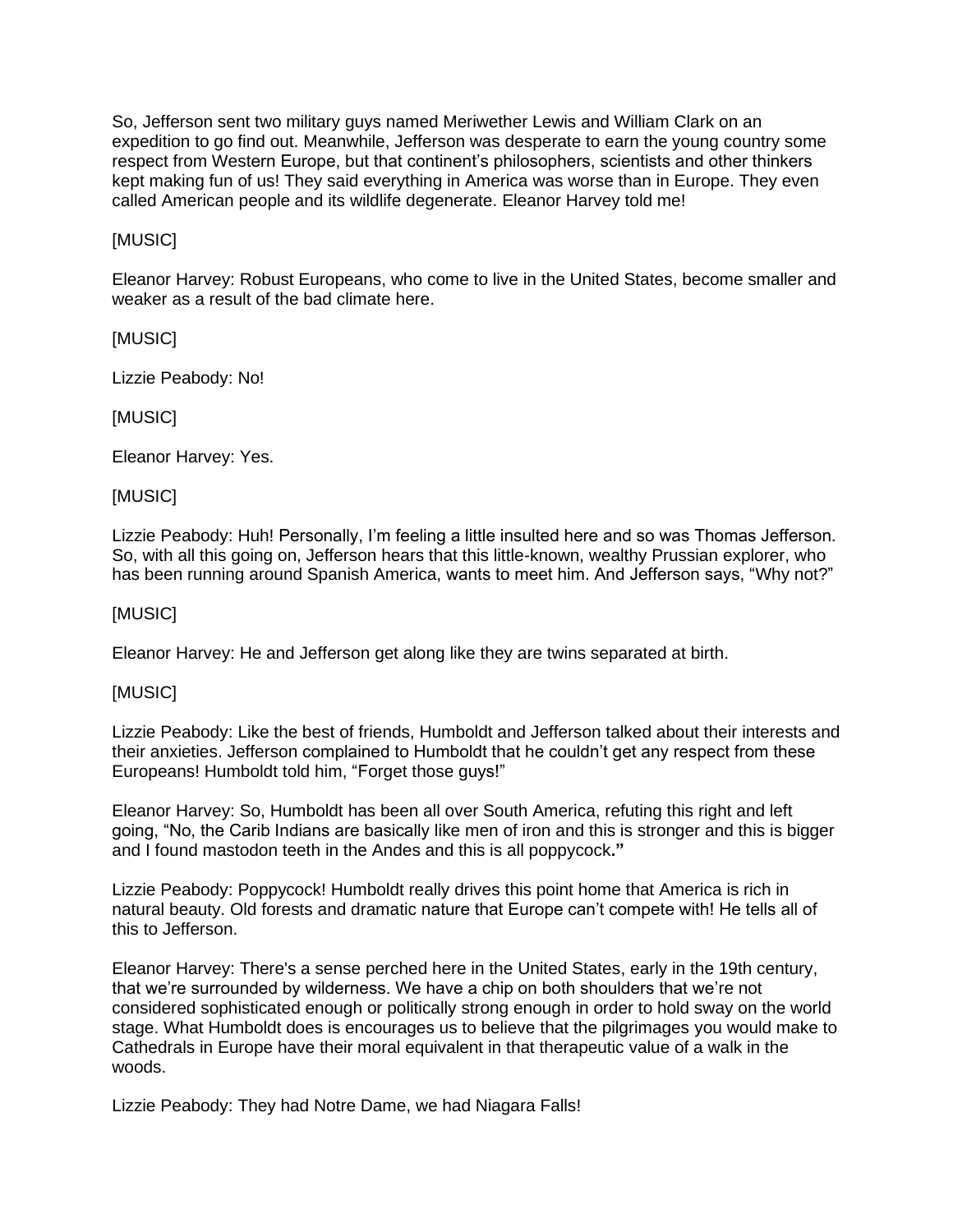So, Jefferson sent two military guys named Meriwether Lewis and William Clark on an expedition to go find out. Meanwhile, Jefferson was desperate to earn the young country some respect from Western Europe, but that continent's philosophers, scientists and other thinkers kept making fun of us! They said everything in America was worse than in Europe. They even called American people and its wildlife degenerate. Eleanor Harvey told me!

[MUSIC]

Eleanor Harvey: Robust Europeans, who come to live in the United States, become smaller and weaker as a result of the bad climate here.

[MUSIC]

Lizzie Peabody: No!

[MUSIC]

Eleanor Harvey: Yes.

[MUSIC]

Lizzie Peabody: Huh! Personally, I'm feeling a little insulted here and so was Thomas Jefferson. So, with all this going on, Jefferson hears that this little-known, wealthy Prussian explorer, who has been running around Spanish America, wants to meet him. And Jefferson says, "Why not?"

[MUSIC]

Eleanor Harvey: He and Jefferson get along like they are twins separated at birth.

[MUSIC]

Lizzie Peabody: Like the best of friends, Humboldt and Jefferson talked about their interests and their anxieties. Jefferson complained to Humboldt that he couldn't get any respect from these Europeans! Humboldt told him, "Forget those guys!"

Eleanor Harvey: So, Humboldt has been all over South America, refuting this right and left going, "No, the Carib Indians are basically like men of iron and this is stronger and this is bigger and I found mastodon teeth in the Andes and this is all poppycock**."**

Lizzie Peabody: Poppycock! Humboldt really drives this point home that America is rich in natural beauty. Old forests and dramatic nature that Europe can't compete with! He tells all of this to Jefferson.

Eleanor Harvey: There's a sense perched here in the United States, early in the 19th century, that we're surrounded by wilderness. We have a chip on both shoulders that we're not considered sophisticated enough or politically strong enough in order to hold sway on the world stage. What Humboldt does is encourages us to believe that the pilgrimages you would make to Cathedrals in Europe have their moral equivalent in that therapeutic value of a walk in the woods.

Lizzie Peabody: They had Notre Dame, we had Niagara Falls!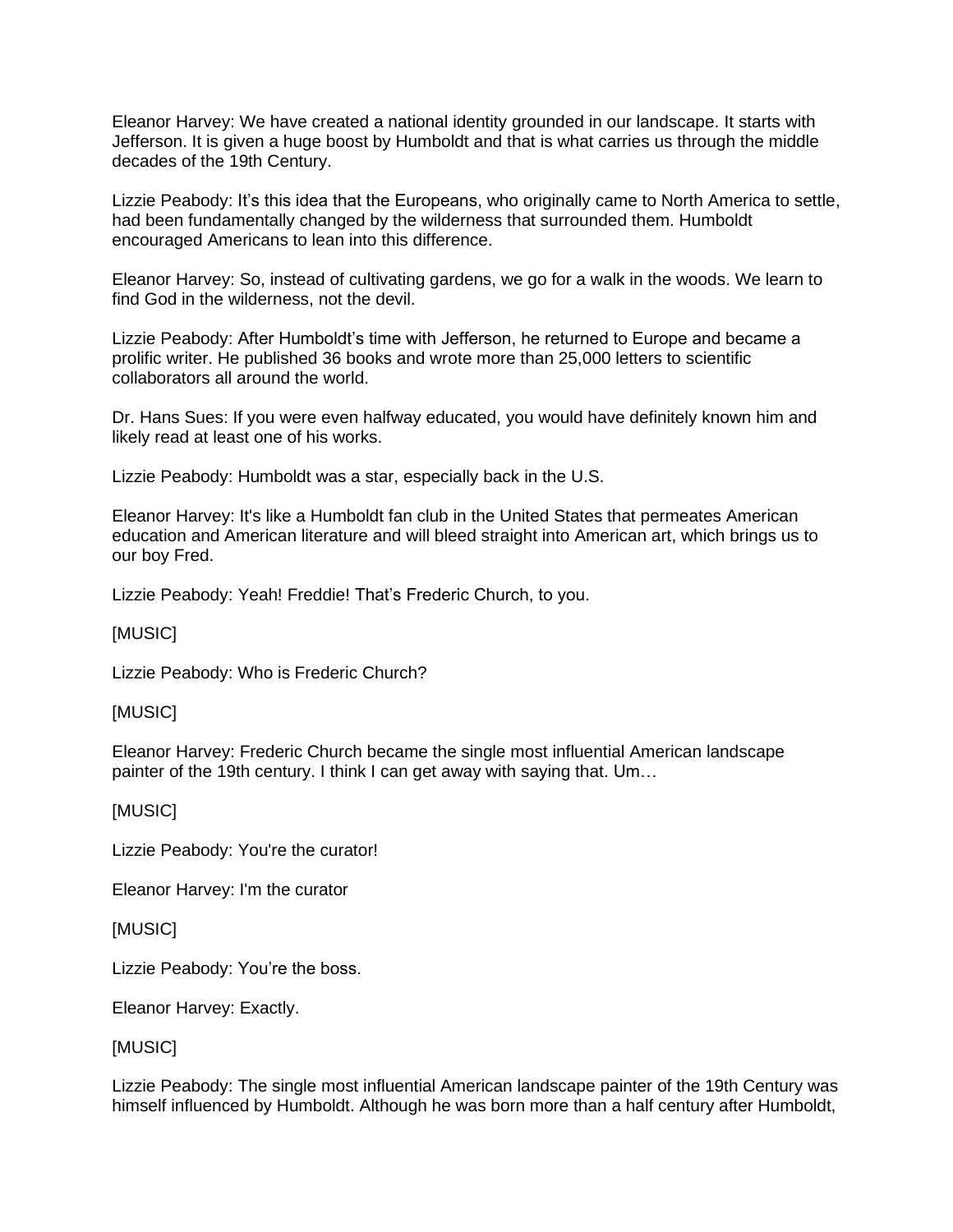Eleanor Harvey: We have created a national identity grounded in our landscape. It starts with Jefferson. It is given a huge boost by Humboldt and that is what carries us through the middle decades of the 19th Century.

Lizzie Peabody: It’s this idea that the Europeans, who originally came to North America to settle, had been fundamentally changed by the wilderness that surrounded them. Humboldt encouraged Americans to lean into this difference.

Eleanor Harvey: So, instead of cultivating gardens, we go for a walk in the woods. We learn to find God in the wilderness, not the devil.

Lizzie Peabody: After Humboldt’s time with Jefferson, he returned to Europe and became a prolific writer. He published 36 books and wrote more than 25,000 letters to scientific collaborators all around the world.

Dr. Hans Sues: If you were even halfway educated, you would have definitely known him and likely read at least one of his works.

Lizzie Peabody: Humboldt was a star, especially back in the U.S.

Eleanor Harvey: It's like a Humboldt fan club in the United States that permeates American education and American literature and will bleed straight into American art, which brings us to our boy Fred.

Lizzie Peabody: Yeah! Freddie! That’s Frederic Church, to you.

[MUSIC]

Lizzie Peabody: Who is Frederic Church?

[MUSIC]

Eleanor Harvey: Frederic Church became the single most influential American landscape painter of the 19th century. I think I can get away with saying that. Um…

[MUSIC]

Lizzie Peabody: You're the curator!

Eleanor Harvey: I'm the curator

[MUSIC]

Lizzie Peabody: You’re the boss.

Eleanor Harvey: Exactly.

[MUSIC]

Lizzie Peabody: The single most influential American landscape painter of the 19th Century was himself influenced by Humboldt. Although he was born more than a half century after Humboldt,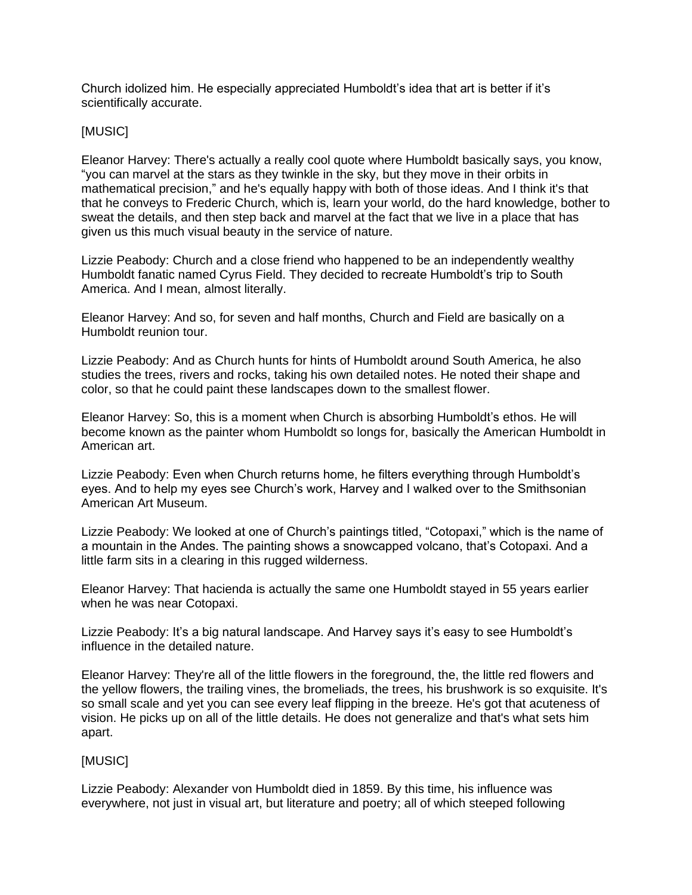Church idolized him. He especially appreciated Humboldt's idea that art is better if it's scientifically accurate.

[MUSIC]

Eleanor Harvey: There's actually a really cool quote where Humboldt basically says, you know, "you can marvel at the stars as they twinkle in the sky, but they move in their orbits in mathematical precision," and he's equally happy with both of those ideas. And I think it's that that he conveys to Frederic Church, which is, learn your world, do the hard knowledge, bother to sweat the details, and then step back and marvel at the fact that we live in a place that has given us this much visual beauty in the service of nature.

Lizzie Peabody: Church and a close friend who happened to be an independently wealthy Humboldt fanatic named Cyrus Field. They decided to recreate Humboldt's trip to South America. And I mean, almost literally.

Eleanor Harvey: And so, for seven and half months, Church and Field are basically on a Humboldt reunion tour.

Lizzie Peabody: And as Church hunts for hints of Humboldt around South America, he also studies the trees, rivers and rocks, taking his own detailed notes. He noted their shape and color, so that he could paint these landscapes down to the smallest flower.

Eleanor Harvey: So, this is a moment when Church is absorbing Humboldt's ethos. He will become known as the painter whom Humboldt so longs for, basically the American Humboldt in American art.

Lizzie Peabody: Even when Church returns home, he filters everything through Humboldt's eyes. And to help my eyes see Church's work, Harvey and I walked over to the Smithsonian American Art Museum.

Lizzie Peabody: We looked at one of Church's paintings titled, "Cotopaxi," which is the name of a mountain in the Andes. The painting shows a snowcapped volcano, that's Cotopaxi. And a little farm sits in a clearing in this rugged wilderness.

Eleanor Harvey: That hacienda is actually the same one Humboldt stayed in 55 years earlier when he was near Cotopaxi.

Lizzie Peabody: It's a big natural landscape. And Harvey says it's easy to see Humboldt's influence in the detailed nature.

Eleanor Harvey: They're all of the little flowers in the foreground, the, the little red flowers and the yellow flowers, the trailing vines, the bromeliads, the trees, his brushwork is so exquisite. It's so small scale and yet you can see every leaf flipping in the breeze. He's got that acuteness of vision. He picks up on all of the little details. He does not generalize and that's what sets him apart.

[MUSIC]

Lizzie Peabody: Alexander von Humboldt died in 1859. By this time, his influence was everywhere, not just in visual art, but literature and poetry; all of which steeped following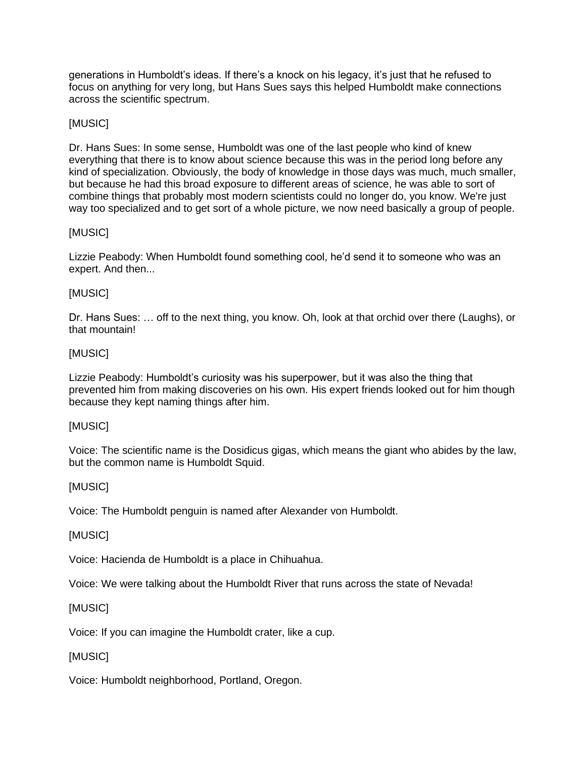generations in Humboldt's ideas. If there's a knock on his legacy, it's just that he refused to focus on anything for very long, but Hans Sues says this helped Humboldt make connections across the scientific spectrum.

[MUSIC]

Dr. Hans Sues: In some sense, Humboldt was one of the last people who kind of knew everything that there is to know about science because this was in the period long before any kind of specialization. Obviously, the body of knowledge in those days was much, much smaller, but because he had this broad exposure to different areas of science, he was able to sort of combine things that probably most modern scientists could no longer do, you know. We're just way too specialized and to get sort of a whole picture, we now need basically a group of people.

[MUSIC]

Lizzie Peabody: When Humboldt found something cool, he'd send it to someone who was an expert. And then...

[MUSIC]

Dr. Hans Sues: … off to the next thing, you know. Oh, look at that orchid over there (Laughs), or that mountain!

[MUSIC]

Lizzie Peabody: Humboldt's curiosity was his superpower, but it was also the thing that prevented him from making discoveries on his own. His expert friends looked out for him though because they kept naming things after him.

[MUSIC]

Voice: The scientific name is the Dosidicus gigas, which means the giant who abides by the law, but the common name is Humboldt Squid.

[MUSIC]

Voice: The Humboldt penguin is named after Alexander von Humboldt.

[MUSIC]

Voice: Hacienda de Humboldt is a place in Chihuahua.

Voice: We were talking about the Humboldt River that runs across the state of Nevada!

[MUSIC]

Voice: If you can imagine the Humboldt crater, like a cup.

[MUSIC]

Voice: Humboldt neighborhood, Portland, Oregon.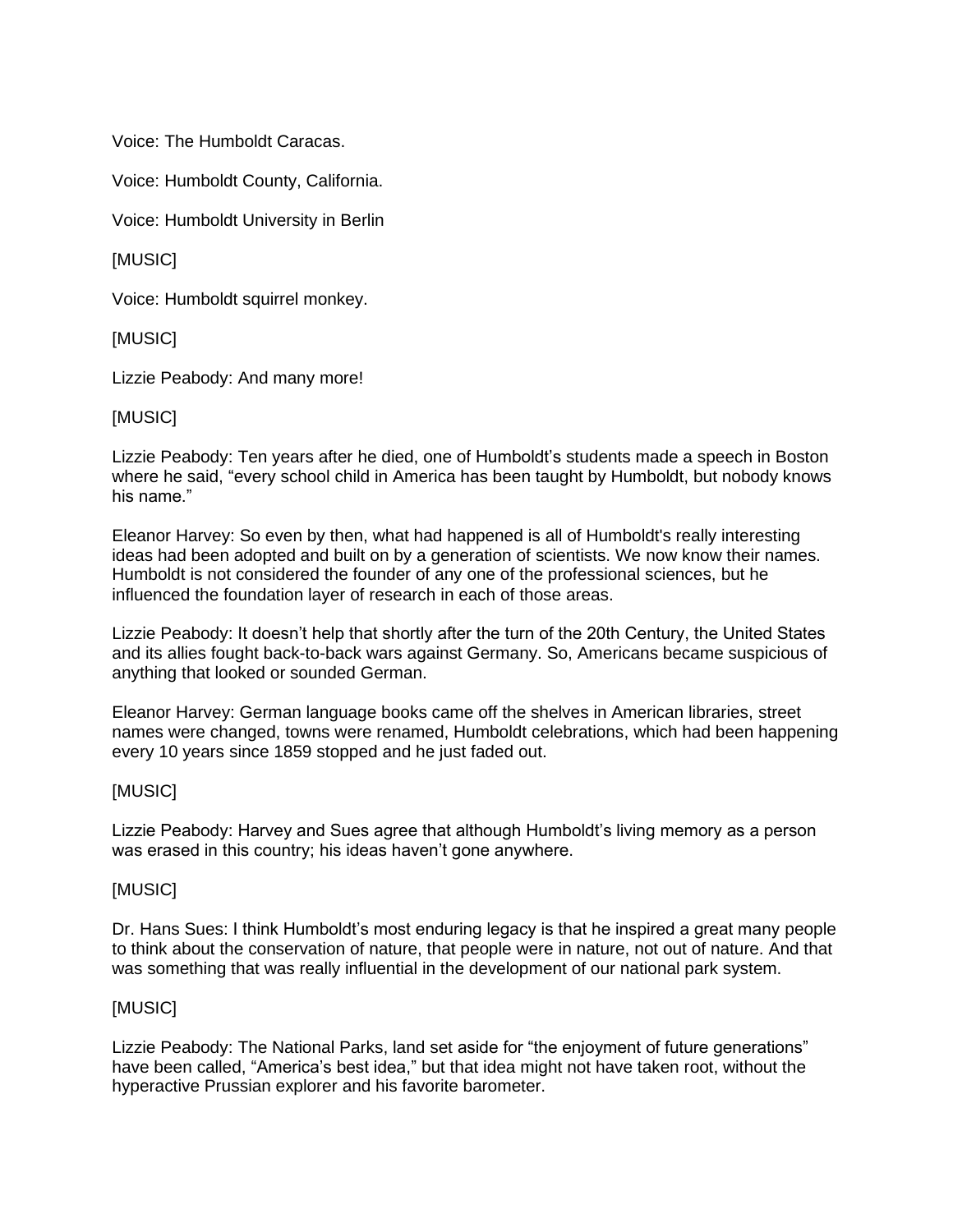Voice: The Humboldt Caracas.

Voice: Humboldt County, California.

Voice: Humboldt University in Berlin

[MUSIC]

Voice: Humboldt squirrel monkey.

[MUSIC]

Lizzie Peabody: And many more!

[MUSIC]

Lizzie Peabody: Ten years after he died, one of Humboldt's students made a speech in Boston where he said, "every school child in America has been taught by Humboldt, but nobody knows his name."

Eleanor Harvey: So even by then, what had happened is all of Humboldt's really interesting ideas had been adopted and built on by a generation of scientists. We now know their names. Humboldt is not considered the founder of any one of the professional sciences, but he influenced the foundation layer of research in each of those areas.

Lizzie Peabody: It doesn't help that shortly after the turn of the 20th Century, the United States and its allies fought back-to-back wars against Germany. So, Americans became suspicious of anything that looked or sounded German.

Eleanor Harvey: German language books came off the shelves in American libraries, street names were changed, towns were renamed, Humboldt celebrations, which had been happening every 10 years since 1859 stopped and he just faded out.

[MUSIC]

Lizzie Peabody: Harvey and Sues agree that although Humboldt's living memory as a person was erased in this country; his ideas haven't gone anywhere.

[MUSIC]

Dr. Hans Sues: I think Humboldt's most enduring legacy is that he inspired a great many people to think about the conservation of nature, that people were in nature, not out of nature. And that was something that was really influential in the development of our national park system.

[MUSIC]

Lizzie Peabody: The National Parks, land set aside for "the enjoyment of future generations" have been called, "America's best idea," but that idea might not have taken root, without the hyperactive Prussian explorer and his favorite barometer.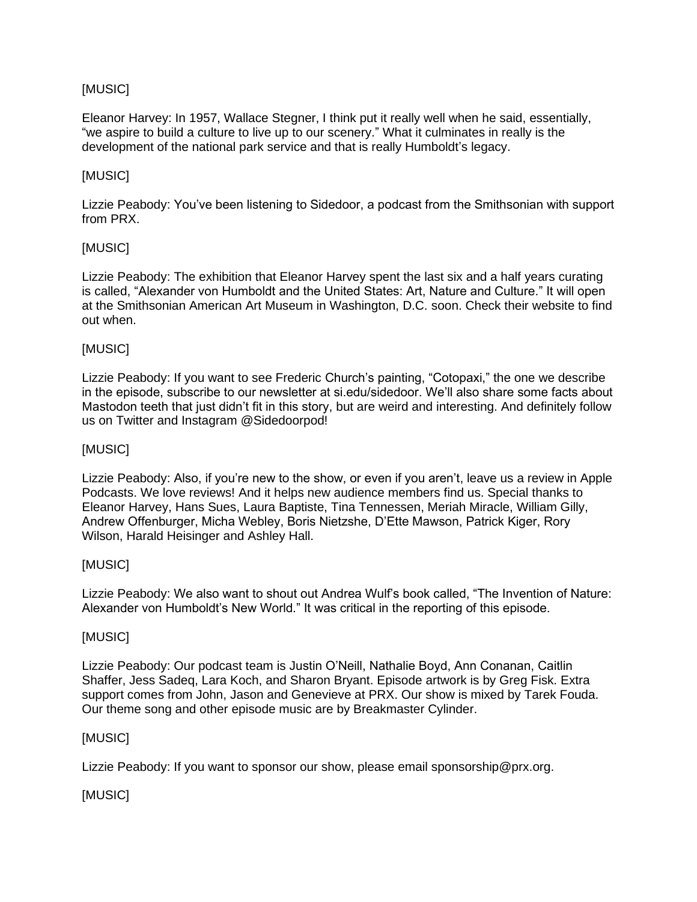[MUSIC]

Eleanor Harvey: In 1957, Wallace Stegner, I think put it really well when he said, essentially, "we aspire to build a culture to live up to our scenery." What it culminates in really is the development of the national park service and that is really Humboldt's legacy.

[MUSIC]

Lizzie Peabody: You've been listening to Sidedoor, a podcast from the Smithsonian with support from PRX.

[MUSIC]

Lizzie Peabody: The exhibition that Eleanor Harvey spent the last six and a half years curating is called, "Alexander von Humboldt and the United States: Art, Nature and Culture." It will open at the Smithsonian American Art Museum in Washington, D.C. soon. Check their website to find out when.

[MUSIC]

Lizzie Peabody: If you want to see Frederic Church's painting, "Cotopaxi," the one we describe in the episode, subscribe to our newsletter at si.edu/sidedoor. We'll also share some facts about Mastodon teeth that just didn't fit in this story, but are weird and interesting. And definitely follow us on Twitter and Instagram @Sidedoorpod!

[MUSIC]

Lizzie Peabody: Also, if you're new to the show, or even if you aren't, leave us a review in Apple Podcasts. We love reviews! And it helps new audience members find us. Special thanks to Eleanor Harvey, Hans Sues, Laura Baptiste, Tina Tennessen, Meriah Miracle, William Gilly, Andrew Offenburger, Micha Webley, Boris Nietzshe, D'Ette Mawson, Patrick Kiger, Rory Wilson, Harald Heisinger and Ashley Hall.

[MUSIC]

Lizzie Peabody: We also want to shout out Andrea Wulf's book called, "The Invention of Nature: Alexander von Humboldt's New World." It was critical in the reporting of this episode.

[MUSIC]

Lizzie Peabody: Our podcast team is Justin O'Neill, Nathalie Boyd, Ann Conanan, Caitlin Shaffer, Jess Sadeq, Lara Koch, and Sharon Bryant. Episode artwork is by Greg Fisk. Extra support comes from John, Jason and Genevieve at PRX. Our show is mixed by Tarek Fouda. Our theme song and other episode music are by Breakmaster Cylinder.

[MUSIC]

Lizzie Peabody: If you want to sponsor our show, please email sponsorship@prx.org.

[MUSIC]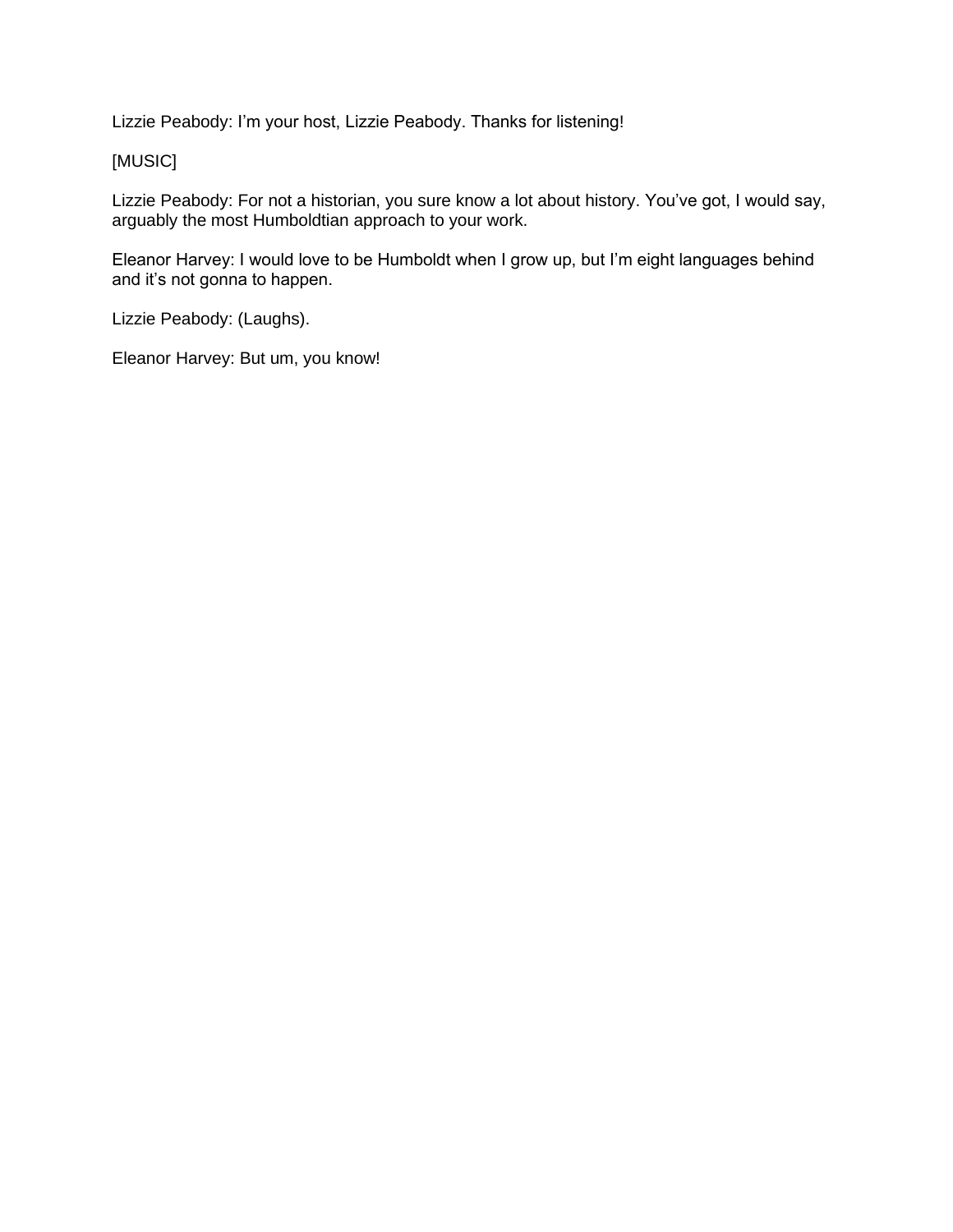Lizzie Peabody: I'm your host, Lizzie Peabody. Thanks for listening!

[MUSIC]

Lizzie Peabody: For not a historian, you sure know a lot about history. You've got, I would say, arguably the most Humboldtian approach to your work.

Eleanor Harvey: I would love to be Humboldt when I grow up, but I'm eight languages behind and it's not gonna to happen.

Lizzie Peabody: (Laughs).

Eleanor Harvey: But um, you know!